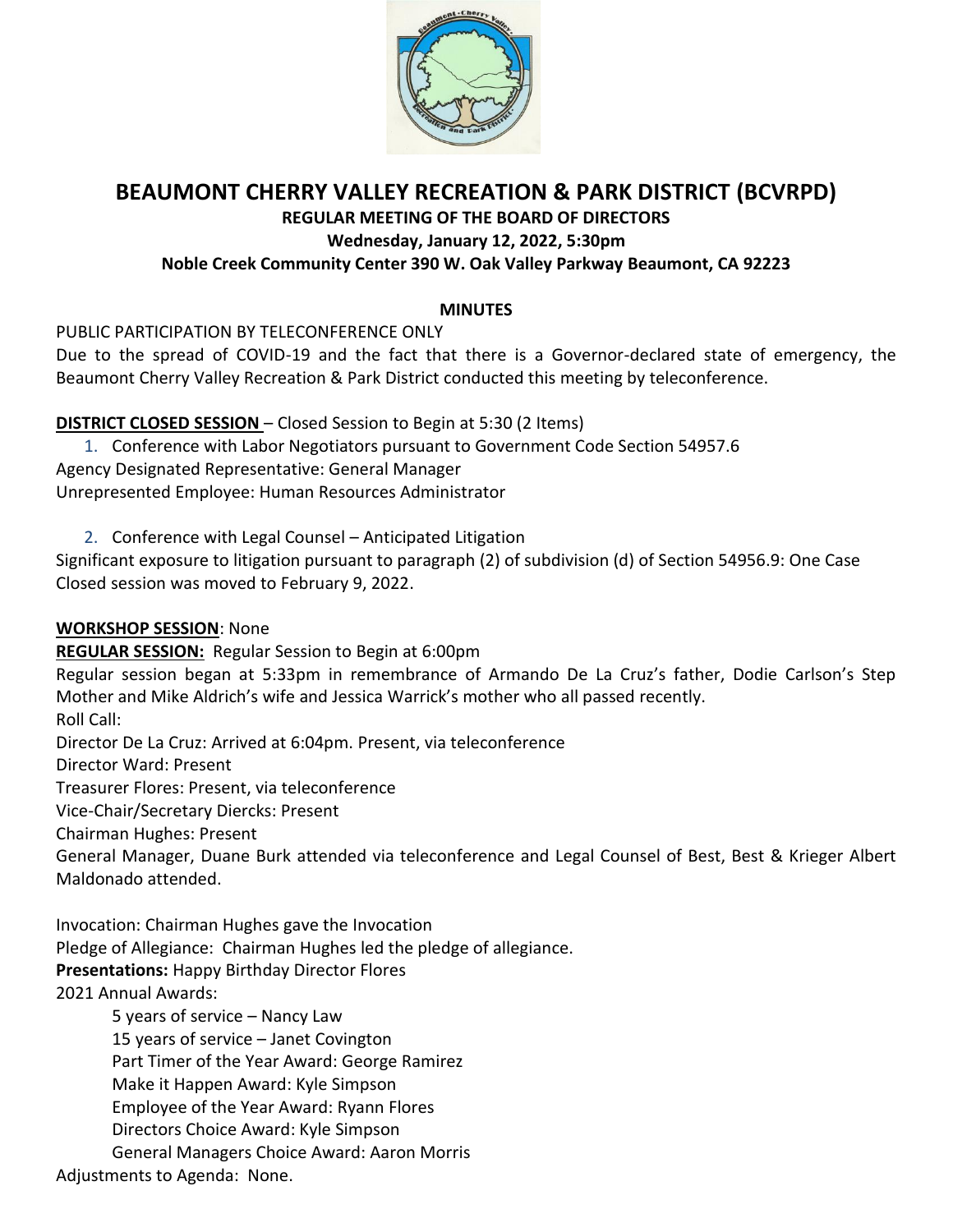# BEAUMONT CHERRY VALLEY RECREATION & PARK DISTRICT (BCVRPD)

**REGULAR MEETING OF THE BOARD OF DIRECTORS**

**Wednesday, January 12, 2022, 5:30pm**

**Noble Creek Community Center 390 W. Oak Valley Parkway Beaumont, CA 92223**

**MINUTES**

PUBLIC PARTICIPATION BY TELECONFERENCE ONLY

Due to the spread of COVID-19 and the fact that there is a Governor-declared state of emergency, the Beaumont Cherry Valley Recreation & Park District conducted this meeting by teleconference.

**DISTRICT CLOSED SESSION** – Closed Session to Begin at 5:30 (2 Items)

1. Conference with Labor Negotiators pursuant to Government Code Section 54957.6

Agency Designated Representative: General Manager
Unrepresented Employee: Human Resources Administrator

2. Conference with Legal Counsel – Anticipated Litigation

Significant exposure to litigation pursuant to paragraph (2) of subdivision (d) of Section 54956.9: One Case
Closed session was moved to February 9, 2022.

**WORKSHOP SESSION**: None

**REGULAR SESSION:** Regular Session to Begin at 6:00pm

Regular session began at 5:33pm in remembrance of Armando De La Cruz's father, Dodie Carlson's Step Mother and Mike Aldrich's wife and Jessica Warrick's mother who all passed recently.

Roll Call:

Director De La Cruz: Arrived at 6:04pm. Present, via teleconference

Director Ward: Present

Treasurer Flores: Present, via teleconference

Vice-Chair/Secretary Diercks: Present

Chairman Hughes: Present

General Manager, Duane Burk attended via teleconference and Legal Counsel of Best, Best & Krieger Albert Maldonado attended.

Invocation: Chairman Hughes gave the Invocation

Pledge of Allegiance: Chairman Hughes led the pledge of allegiance.

**Presentations:** Happy Birthday Director Flores

2021 Annual Awards:

- 5 years of service – Nancy Law
- 15 years of service – Janet Covington
- Part Timer of the Year Award: George Ramirez
- Make it Happen Award: Kyle Simpson
- Employee of the Year Award: Ryann Flores
- Directors Choice Award: Kyle Simpson
- General Managers Choice Award: Aaron Morris

Adjustments to Agenda: None.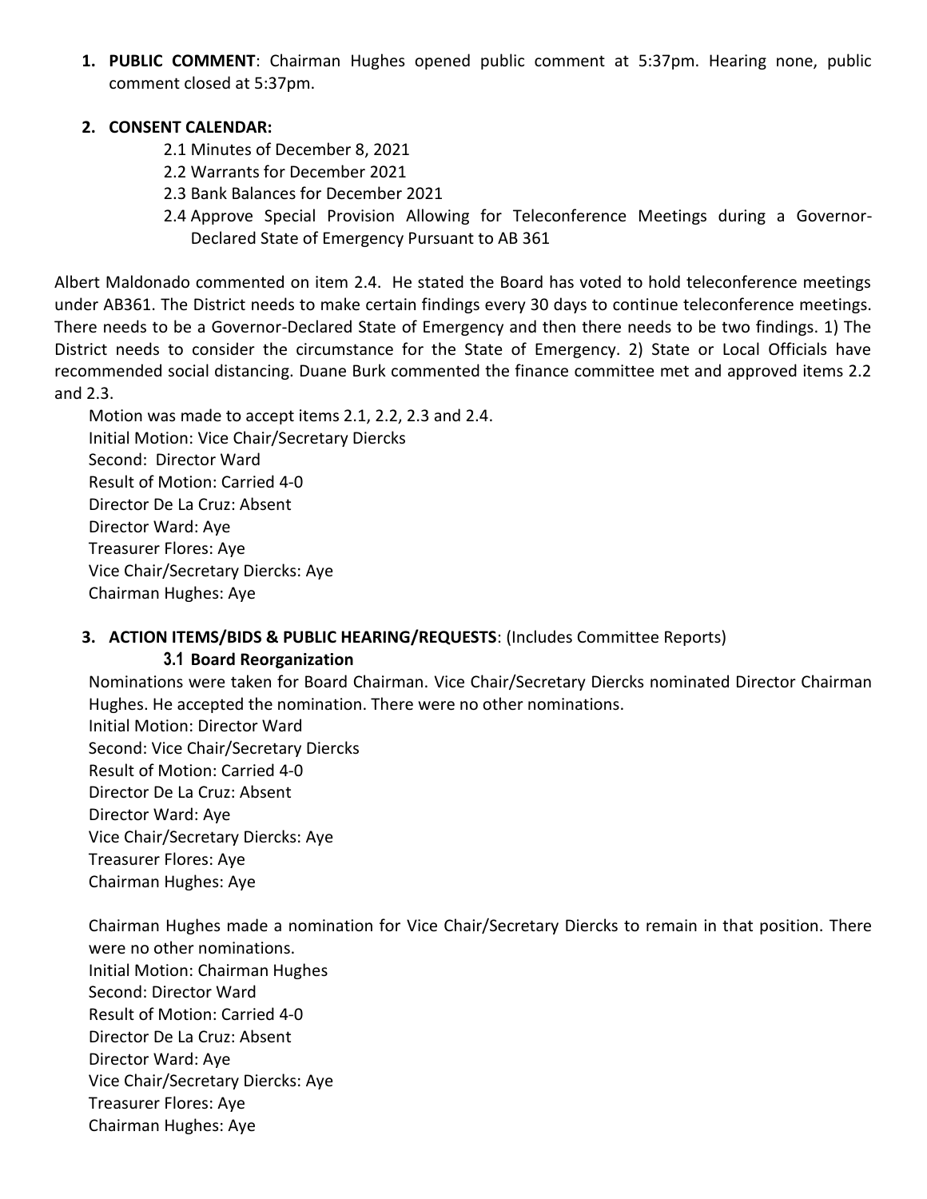1. **PUBLIC COMMENT**: Chairman Hughes opened public comment at 5:37pm. Hearing none, public comment closed at 5:37pm.

2. **CONSENT CALENDAR:**
   - 2.1 Minutes of December 8, 2021
   - 2.2 Warrants for December 2021
   - 2.3 Bank Balances for December 2021
   - 2.4 Approve Special Provision Allowing for Teleconference Meetings during a Governor-Declared State of Emergency Pursuant to AB 361

Albert Maldonado commented on item 2.4. He stated the Board has voted to hold teleconference meetings under AB361. The District needs to make certain findings every 30 days to continue teleconference meetings. There needs to be a Governor-Declared State of Emergency and then there needs to be two findings. 1) The District needs to consider the circumstance for the State of Emergency. 2) State or Local Officials have recommended social distancing. Duane Burk commented the finance committee met and approved items 2.2 and 2.3.

Motion was made to accept items 2.1, 2.2, 2.3 and 2.4.
Initial Motion: Vice Chair/Secretary Diercks
Second: Director Ward
Result of Motion: Carried 4-0
Director De La Cruz: Absent
Director Ward: Aye
Treasurer Flores: Aye
Vice Chair/Secretary Diercks: Aye
Chairman Hughes: Aye

3. **ACTION ITEMS/BIDS & PUBLIC HEARING/REQUESTS**: (Includes Committee Reports)

   **3.1 Board Reorganization**

Nominations were taken for Board Chairman. Vice Chair/Secretary Diercks nominated Director Chairman Hughes. He accepted the nomination. There were no other nominations.
Initial Motion: Director Ward
Second: Vice Chair/Secretary Diercks
Result of Motion: Carried 4-0
Director De La Cruz: Absent
Director Ward: Aye
Vice Chair/Secretary Diercks: Aye
Treasurer Flores: Aye
Chairman Hughes: Aye

Chairman Hughes made a nomination for Vice Chair/Secretary Diercks to remain in that position. There were no other nominations.
Initial Motion: Chairman Hughes
Second: Director Ward
Result of Motion: Carried 4-0
Director De La Cruz: Absent
Director Ward: Aye
Vice Chair/Secretary Diercks: Aye
Treasurer Flores: Aye
Chairman Hughes: Aye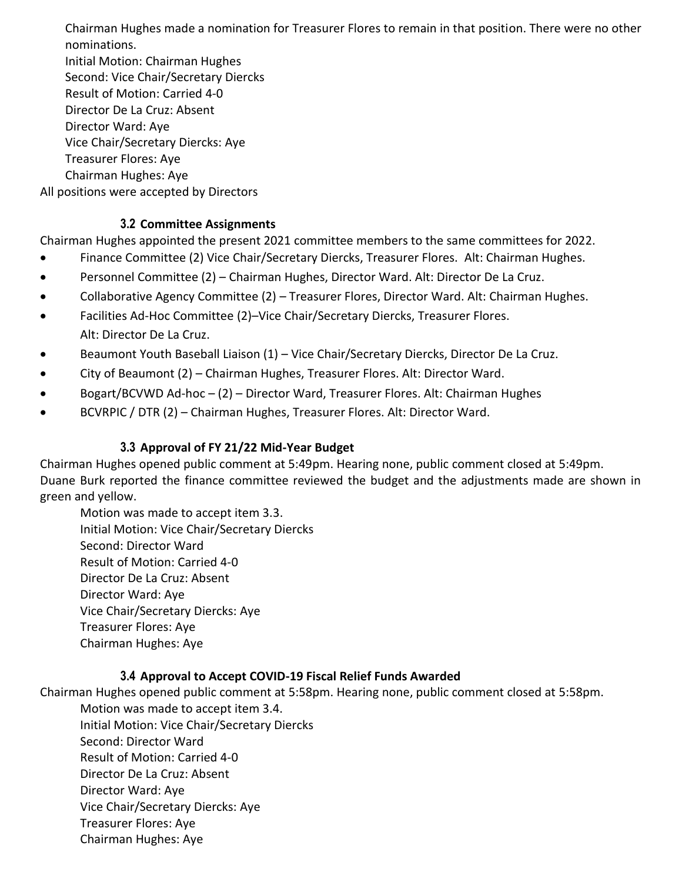Chairman Hughes made a nomination for Treasurer Flores to remain in that position. There were no other nominations.

Initial Motion: Chairman Hughes
Second: Vice Chair/Secretary Diercks
Result of Motion: Carried 4-0
Director De La Cruz: Absent
Director Ward: Aye
Vice Chair/Secretary Diercks: Aye
Treasurer Flores: Aye
Chairman Hughes: Aye

All positions were accepted by Directors

### 3.2 Committee Assignments

Chairman Hughes appointed the present 2021 committee members to the same committees for 2022.

- Finance Committee (2) Vice Chair/Secretary Diercks, Treasurer Flores. Alt: Chairman Hughes.
- Personnel Committee (2) – Chairman Hughes, Director Ward. Alt: Director De La Cruz.
- Collaborative Agency Committee (2) – Treasurer Flores, Director Ward. Alt: Chairman Hughes.
- Facilities Ad-Hoc Committee (2)–Vice Chair/Secretary Diercks, Treasurer Flores. Alt: Director De La Cruz.
- Beaumont Youth Baseball Liaison (1) – Vice Chair/Secretary Diercks, Director De La Cruz.
- City of Beaumont (2) – Chairman Hughes, Treasurer Flores. Alt: Director Ward.
- Bogart/BCVWD Ad-hoc – (2) – Director Ward, Treasurer Flores. Alt: Chairman Hughes
- BCVRPIC / DTR (2) – Chairman Hughes, Treasurer Flores. Alt: Director Ward.

### 3.3 Approval of FY 21/22 Mid-Year Budget

Chairman Hughes opened public comment at 5:49pm. Hearing none, public comment closed at 5:49pm.
Duane Burk reported the finance committee reviewed the budget and the adjustments made are shown in green and yellow.

Motion was made to accept item 3.3.
Initial Motion: Vice Chair/Secretary Diercks
Second: Director Ward
Result of Motion: Carried 4-0
Director De La Cruz: Absent
Director Ward: Aye
Vice Chair/Secretary Diercks: Aye
Treasurer Flores: Aye
Chairman Hughes: Aye

### 3.4 Approval to Accept COVID-19 Fiscal Relief Funds Awarded

Chairman Hughes opened public comment at 5:58pm. Hearing none, public comment closed at 5:58pm.

Motion was made to accept item 3.4.
Initial Motion: Vice Chair/Secretary Diercks
Second: Director Ward
Result of Motion: Carried 4-0
Director De La Cruz: Absent
Director Ward: Aye
Vice Chair/Secretary Diercks: Aye
Treasurer Flores: Aye
Chairman Hughes: Aye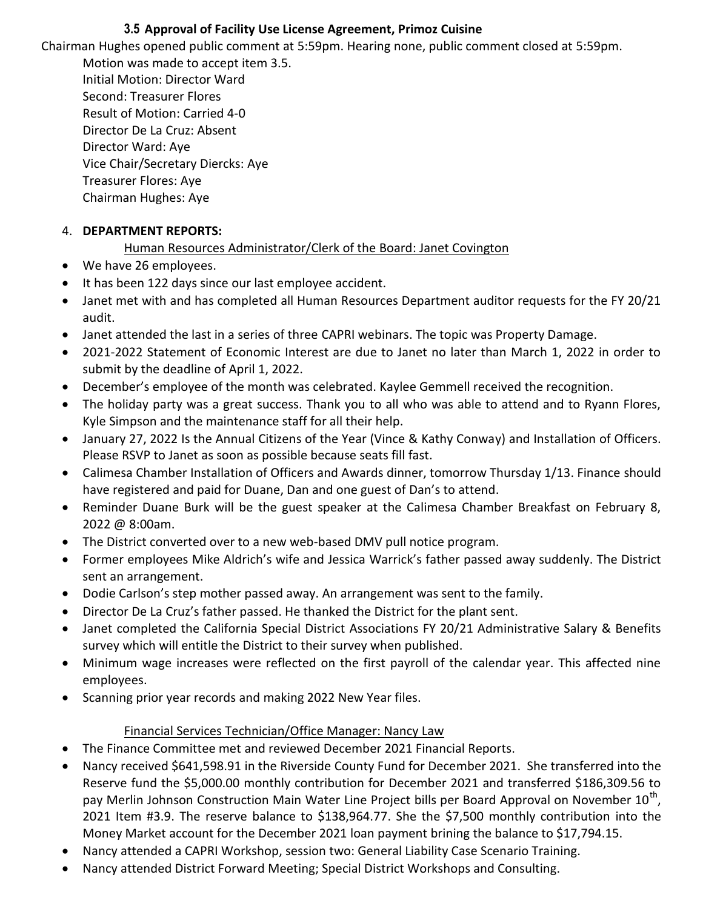### 3.5 Approval of Facility Use License Agreement, Primoz Cuisine

Chairman Hughes opened public comment at 5:59pm. Hearing none, public comment closed at 5:59pm.

Motion was made to accept item 3.5.
Initial Motion: Director Ward
Second: Treasurer Flores
Result of Motion: Carried 4-0
Director De La Cruz: Absent
Director Ward: Aye
Vice Chair/Secretary Diercks: Aye
Treasurer Flores: Aye
Chairman Hughes: Aye

4. **DEPARTMENT REPORTS:**

Human Resources Administrator/Clerk of the Board: Janet Covington

- We have 26 employees.
- It has been 122 days since our last employee accident.
- Janet met with and has completed all Human Resources Department auditor requests for the FY 20/21 audit.
- Janet attended the last in a series of three CAPRI webinars. The topic was Property Damage.
- 2021-2022 Statement of Economic Interest are due to Janet no later than March 1, 2022 in order to submit by the deadline of April 1, 2022.
- December's employee of the month was celebrated. Kaylee Gemmell received the recognition.
- The holiday party was a great success. Thank you to all who was able to attend and to Ryann Flores, Kyle Simpson and the maintenance staff for all their help.
- January 27, 2022 Is the Annual Citizens of the Year (Vince & Kathy Conway) and Installation of Officers. Please RSVP to Janet as soon as possible because seats fill fast.
- Calimesa Chamber Installation of Officers and Awards dinner, tomorrow Thursday 1/13. Finance should have registered and paid for Duane, Dan and one guest of Dan's to attend.
- Reminder Duane Burk will be the guest speaker at the Calimesa Chamber Breakfast on February 8, 2022 @ 8:00am.
- The District converted over to a new web-based DMV pull notice program.
- Former employees Mike Aldrich's wife and Jessica Warrick's father passed away suddenly. The District sent an arrangement.
- Dodie Carlson's step mother passed away. An arrangement was sent to the family.
- Director De La Cruz's father passed. He thanked the District for the plant sent.
- Janet completed the California Special District Associations FY 20/21 Administrative Salary & Benefits survey which will entitle the District to their survey when published.
- Minimum wage increases were reflected on the first payroll of the calendar year. This affected nine employees.
- Scanning prior year records and making 2022 New Year files.

Financial Services Technician/Office Manager: Nancy Law

- The Finance Committee met and reviewed December 2021 Financial Reports.
- Nancy received $641,598.91 in the Riverside County Fund for December 2021. She transferred into the Reserve fund the $5,000.00 monthly contribution for December 2021 and transferred $186,309.56 to pay Merlin Johnson Construction Main Water Line Project bills per Board Approval on November 10th, 2021 Item #3.9. The reserve balance to $138,964.77. She the $7,500 monthly contribution into the Money Market account for the December 2021 loan payment brining the balance to $17,794.15.
- Nancy attended a CAPRI Workshop, session two: General Liability Case Scenario Training.
- Nancy attended District Forward Meeting; Special District Workshops and Consulting.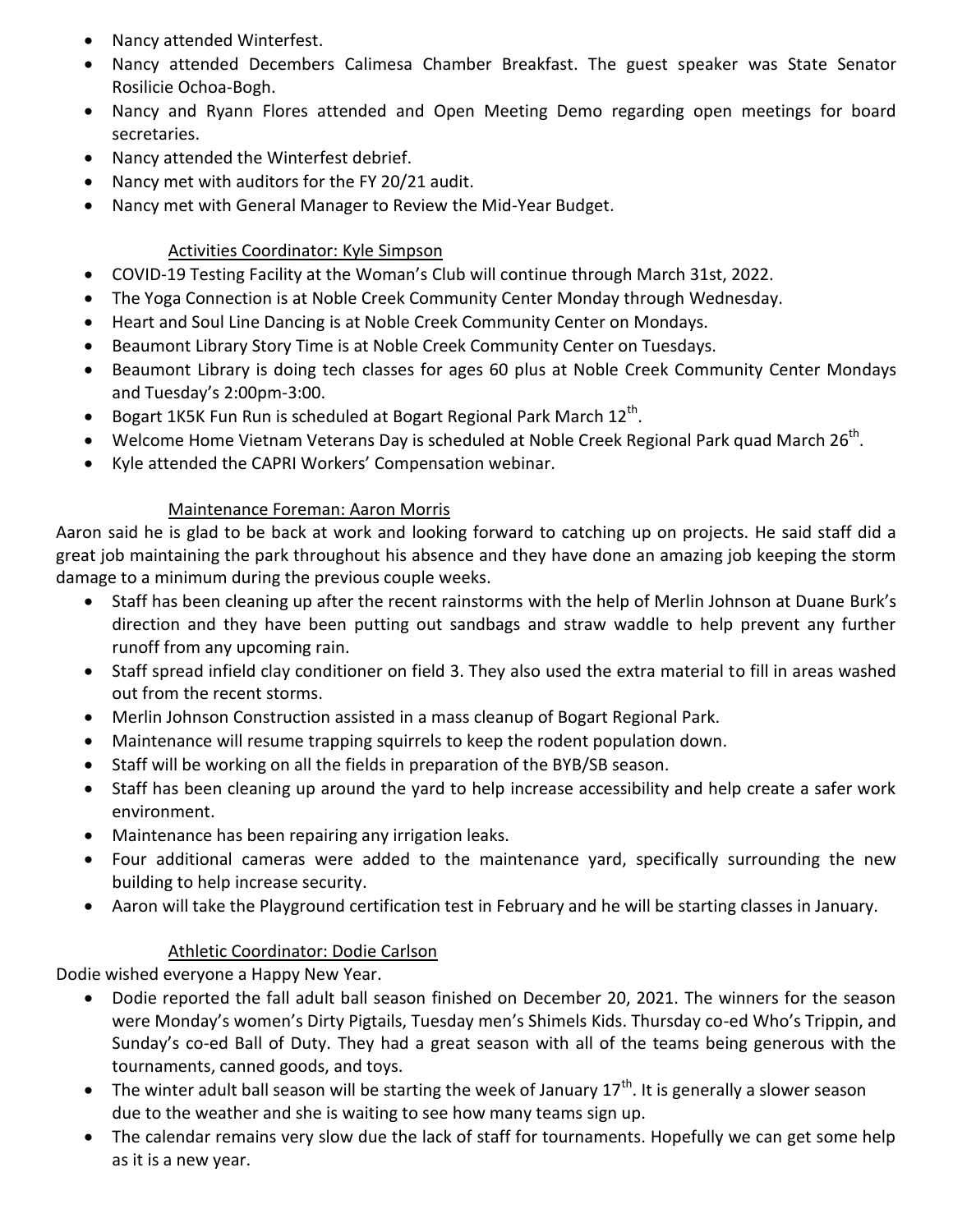- Nancy attended Winterfest.
- Nancy attended Decembers Calimesa Chamber Breakfast. The guest speaker was State Senator Rosilicie Ochoa-Bogh.
- Nancy and Ryann Flores attended and Open Meeting Demo regarding open meetings for board secretaries.
- Nancy attended the Winterfest debrief.
- Nancy met with auditors for the FY 20/21 audit.
- Nancy met with General Manager to Review the Mid-Year Budget.

<u>Activities Coordinator: Kyle Simpson</u>

- COVID-19 Testing Facility at the Woman's Club will continue through March 31st, 2022.
- The Yoga Connection is at Noble Creek Community Center Monday through Wednesday.
- Heart and Soul Line Dancing is at Noble Creek Community Center on Mondays.
- Beaumont Library Story Time is at Noble Creek Community Center on Tuesdays.
- Beaumont Library is doing tech classes for ages 60 plus at Noble Creek Community Center Mondays and Tuesday's 2:00pm-3:00.
- Bogart 1K5K Fun Run is scheduled at Bogart Regional Park March 12th.
- Welcome Home Vietnam Veterans Day is scheduled at Noble Creek Regional Park quad March 26th.
- Kyle attended the CAPRI Workers' Compensation webinar.

<u>Maintenance Foreman: Aaron Morris</u>

Aaron said he is glad to be back at work and looking forward to catching up on projects. He said staff did a great job maintaining the park throughout his absence and they have done an amazing job keeping the storm damage to a minimum during the previous couple weeks.

- Staff has been cleaning up after the recent rainstorms with the help of Merlin Johnson at Duane Burk's direction and they have been putting out sandbags and straw waddle to help prevent any further runoff from any upcoming rain.
- Staff spread infield clay conditioner on field 3. They also used the extra material to fill in areas washed out from the recent storms.
- Merlin Johnson Construction assisted in a mass cleanup of Bogart Regional Park.
- Maintenance will resume trapping squirrels to keep the rodent population down.
- Staff will be working on all the fields in preparation of the BYB/SB season.
- Staff has been cleaning up around the yard to help increase accessibility and help create a safer work environment.
- Maintenance has been repairing any irrigation leaks.
- Four additional cameras were added to the maintenance yard, specifically surrounding the new building to help increase security.
- Aaron will take the Playground certification test in February and he will be starting classes in January.

<u>Athletic Coordinator: Dodie Carlson</u>

Dodie wished everyone a Happy New Year.

- Dodie reported the fall adult ball season finished on December 20, 2021. The winners for the season were Monday's women's Dirty Pigtails, Tuesday men's Shimels Kids. Thursday co-ed Who's Trippin, and Sunday's co-ed Ball of Duty. They had a great season with all of the teams being generous with the tournaments, canned goods, and toys.
- The winter adult ball season will be starting the week of January 17th. It is generally a slower season due to the weather and she is waiting to see how many teams sign up.
- The calendar remains very slow due the lack of staff for tournaments. Hopefully we can get some help as it is a new year.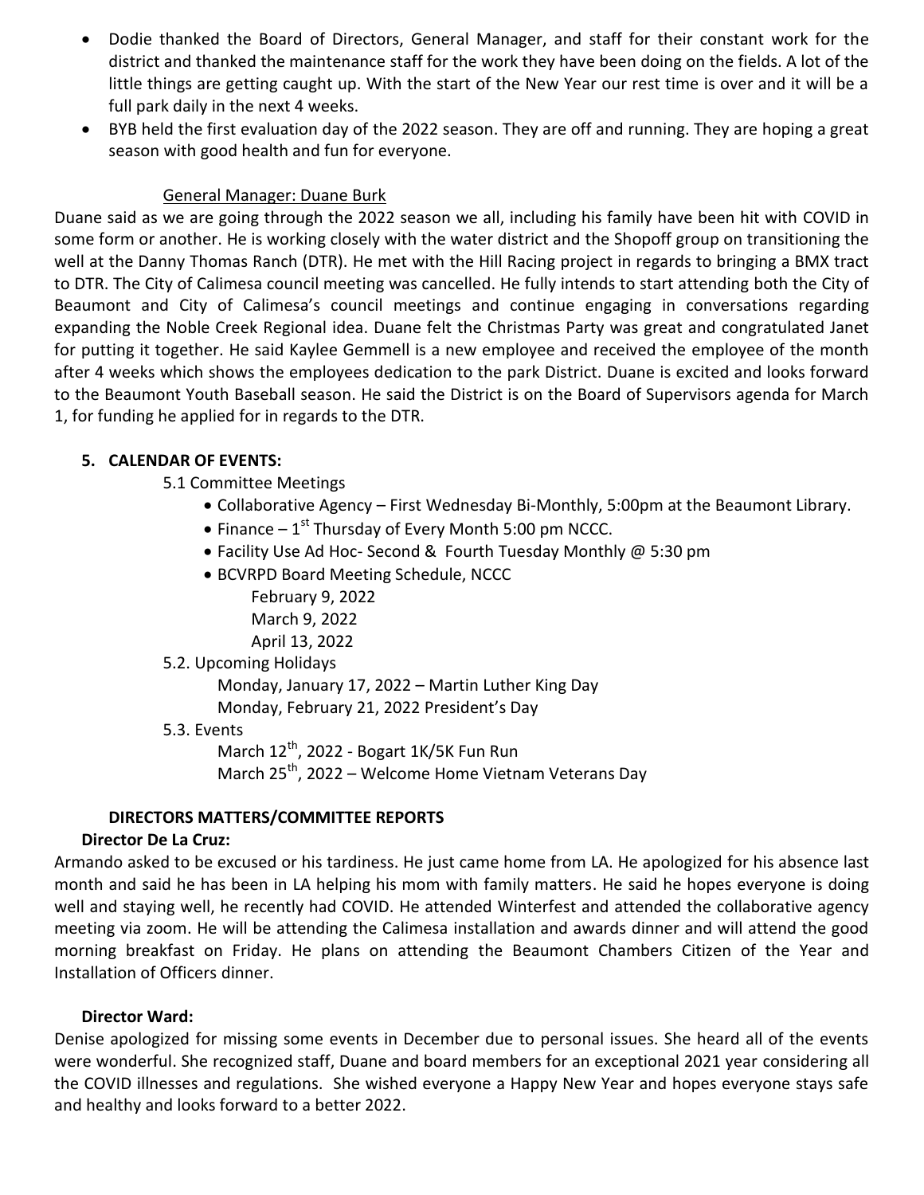- Dodie thanked the Board of Directors, General Manager, and staff for their constant work for the district and thanked the maintenance staff for the work they have been doing on the fields. A lot of the little things are getting caught up. With the start of the New Year our rest time is over and it will be a full park daily in the next 4 weeks.
- BYB held the first evaluation day of the 2022 season. They are off and running. They are hoping a great season with good health and fun for everyone.

General Manager: Duane Burk

Duane said as we are going through the 2022 season we all, including his family have been hit with COVID in some form or another. He is working closely with the water district and the Shopoff group on transitioning the well at the Danny Thomas Ranch (DTR). He met with the Hill Racing project in regards to bringing a BMX tract to DTR. The City of Calimesa council meeting was cancelled. He fully intends to start attending both the City of Beaumont and City of Calimesa's council meetings and continue engaging in conversations regarding expanding the Noble Creek Regional idea. Duane felt the Christmas Party was great and congratulated Janet for putting it together. He said Kaylee Gemmell is a new employee and received the employee of the month after 4 weeks which shows the employees dedication to the park District. Duane is excited and looks forward to the Beaumont Youth Baseball season. He said the District is on the Board of Supervisors agenda for March 1, for funding he applied for in regards to the DTR.

**5. CALENDAR OF EVENTS:**

5.1 Committee Meetings

- Collaborative Agency – First Wednesday Bi-Monthly, 5:00pm at the Beaumont Library.
- Finance – 1st Thursday of Every Month 5:00 pm NCCC.
- Facility Use Ad Hoc- Second & Fourth Tuesday Monthly @ 5:30 pm
- BCVRPD Board Meeting Schedule, NCCC
  - February 9, 2022
  - March 9, 2022
  - April 13, 2022

5.2. Upcoming Holidays

Monday, January 17, 2022 – Martin Luther King Day
Monday, February 21, 2022 President's Day

5.3. Events

March 12th, 2022 - Bogart 1K/5K Fun Run
March 25th, 2022 – Welcome Home Vietnam Veterans Day

**DIRECTORS MATTERS/COMMITTEE REPORTS**

**Director De La Cruz:**

Armando asked to be excused or his tardiness. He just came home from LA. He apologized for his absence last month and said he has been in LA helping his mom with family matters. He said he hopes everyone is doing well and staying well, he recently had COVID. He attended Winterfest and attended the collaborative agency meeting via zoom. He will be attending the Calimesa installation and awards dinner and will attend the good morning breakfast on Friday. He plans on attending the Beaumont Chambers Citizen of the Year and Installation of Officers dinner.

**Director Ward:**

Denise apologized for missing some events in December due to personal issues. She heard all of the events were wonderful. She recognized staff, Duane and board members for an exceptional 2021 year considering all the COVID illnesses and regulations. She wished everyone a Happy New Year and hopes everyone stays safe and healthy and looks forward to a better 2022.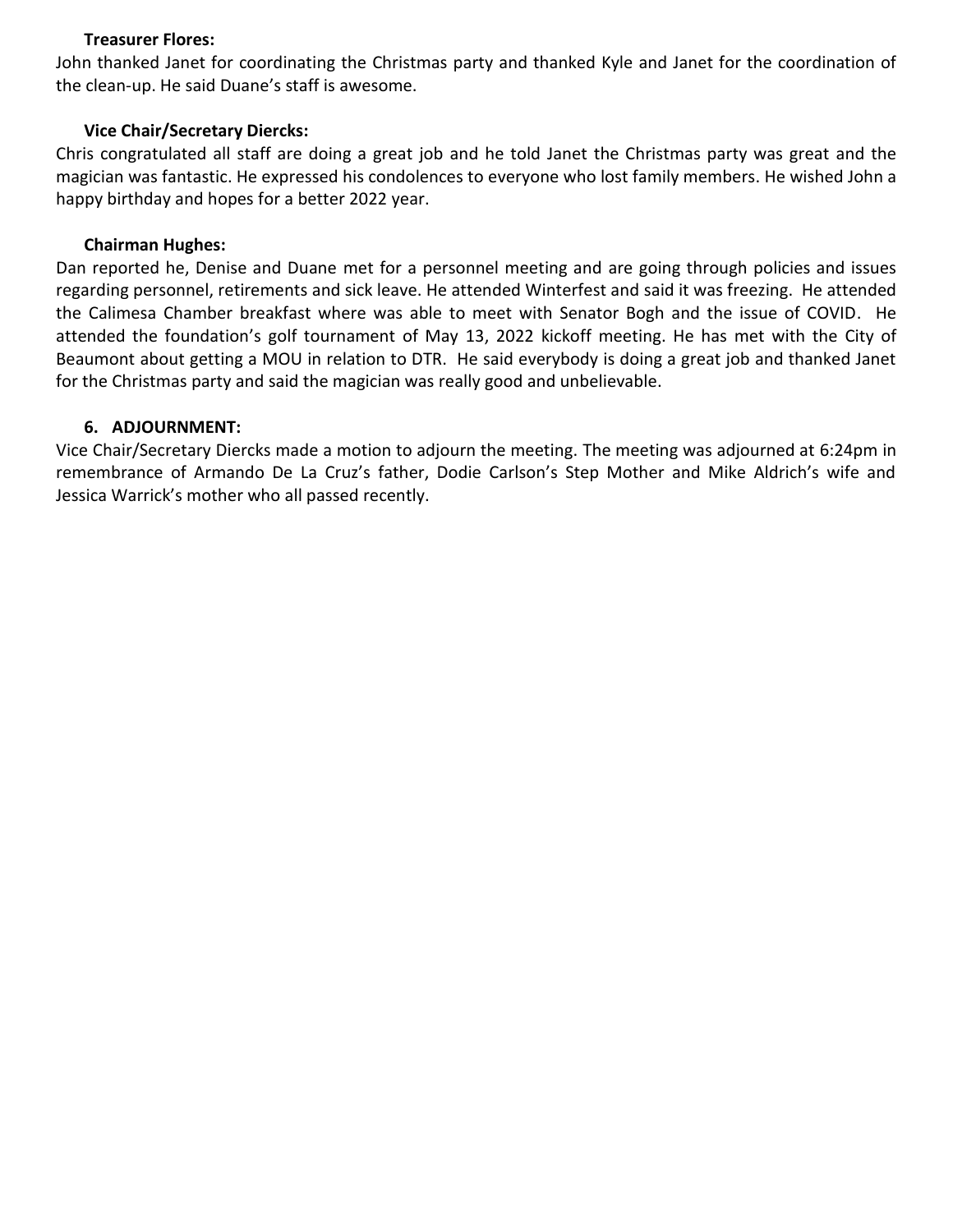**Treasurer Flores:**

John thanked Janet for coordinating the Christmas party and thanked Kyle and Janet for the coordination of the clean-up. He said Duane's staff is awesome.

**Vice Chair/Secretary Diercks:**

Chris congratulated all staff are doing a great job and he told Janet the Christmas party was great and the magician was fantastic. He expressed his condolences to everyone who lost family members. He wished John a happy birthday and hopes for a better 2022 year.

**Chairman Hughes:**

Dan reported he, Denise and Duane met for a personnel meeting and are going through policies and issues regarding personnel, retirements and sick leave. He attended Winterfest and said it was freezing. He attended the Calimesa Chamber breakfast where was able to meet with Senator Bogh and the issue of COVID. He attended the foundation's golf tournament of May 13, 2022 kickoff meeting. He has met with the City of Beaumont about getting a MOU in relation to DTR. He said everybody is doing a great job and thanked Janet for the Christmas party and said the magician was really good and unbelievable.

**6. ADJOURNMENT:**

Vice Chair/Secretary Diercks made a motion to adjourn the meeting. The meeting was adjourned at 6:24pm in remembrance of Armando De La Cruz's father, Dodie Carlson's Step Mother and Mike Aldrich's wife and Jessica Warrick's mother who all passed recently.